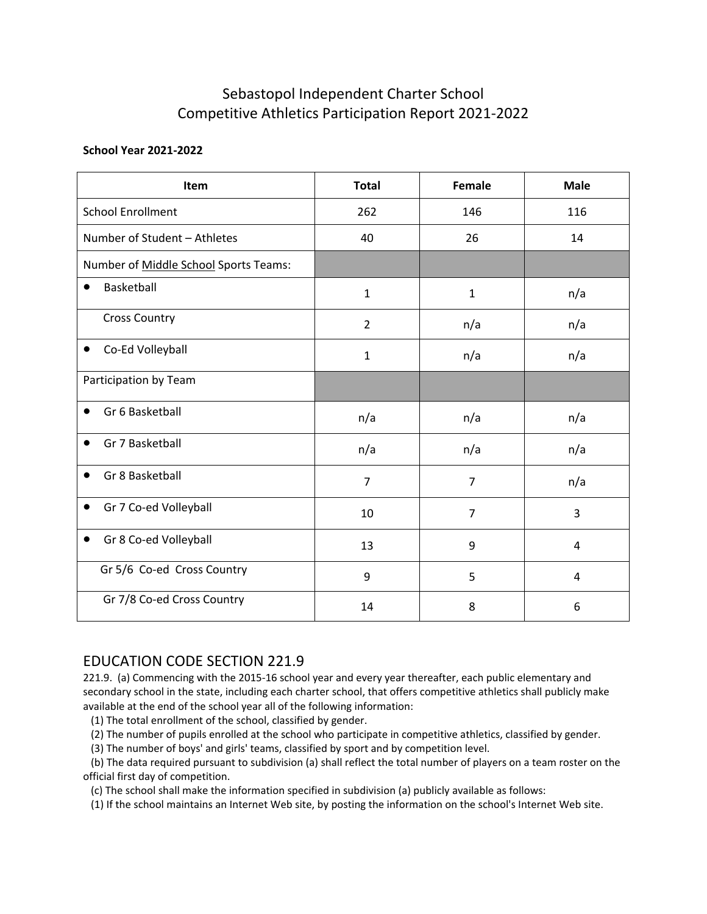# Sebastopol Independent Charter School
# Competitive Athletics Participation Report 2021-2022

**School Year 2021-2022**

| Item | Total | Female | Male |
|---|---|---|---|
| School Enrollment | 262 | 146 | 116 |
| Number of Student – Athletes | 40 | 26 | 14 |
| Number of <u>Middle School</u> Sports Teams: | | | |
| • Basketball | 1 | 1 | n/a |
| Cross Country | 2 | n/a | n/a |
| • Co-Ed Volleyball | 1 | n/a | n/a |
| Participation by Team | | | |
| • Gr 6 Basketball | n/a | n/a | n/a |
| • Gr 7 Basketball | n/a | n/a | n/a |
| • Gr 8 Basketball | 7 | 7 | n/a |
| • Gr 7 Co-ed Volleyball | 10 | 7 | 3 |
| • Gr 8 Co-ed Volleyball | 13 | 9 | 4 |
| Gr 5/6 Co-ed Cross Country | 9 | 5 | 4 |
| Gr 7/8 Co-ed Cross Country | 14 | 8 | 6 |

## EDUCATION CODE SECTION 221.9

221.9. (a) Commencing with the 2015-16 school year and every year thereafter, each public elementary and secondary school in the state, including each charter school, that offers competitive athletics shall publicly make available at the end of the school year all of the following information:

(1) The total enrollment of the school, classified by gender.

(2) The number of pupils enrolled at the school who participate in competitive athletics, classified by gender.

(3) The number of boys' and girls' teams, classified by sport and by competition level.

(b) The data required pursuant to subdivision (a) shall reflect the total number of players on a team roster on the official first day of competition.

(c) The school shall make the information specified in subdivision (a) publicly available as follows:

(1) If the school maintains an Internet Web site, by posting the information on the school's Internet Web site.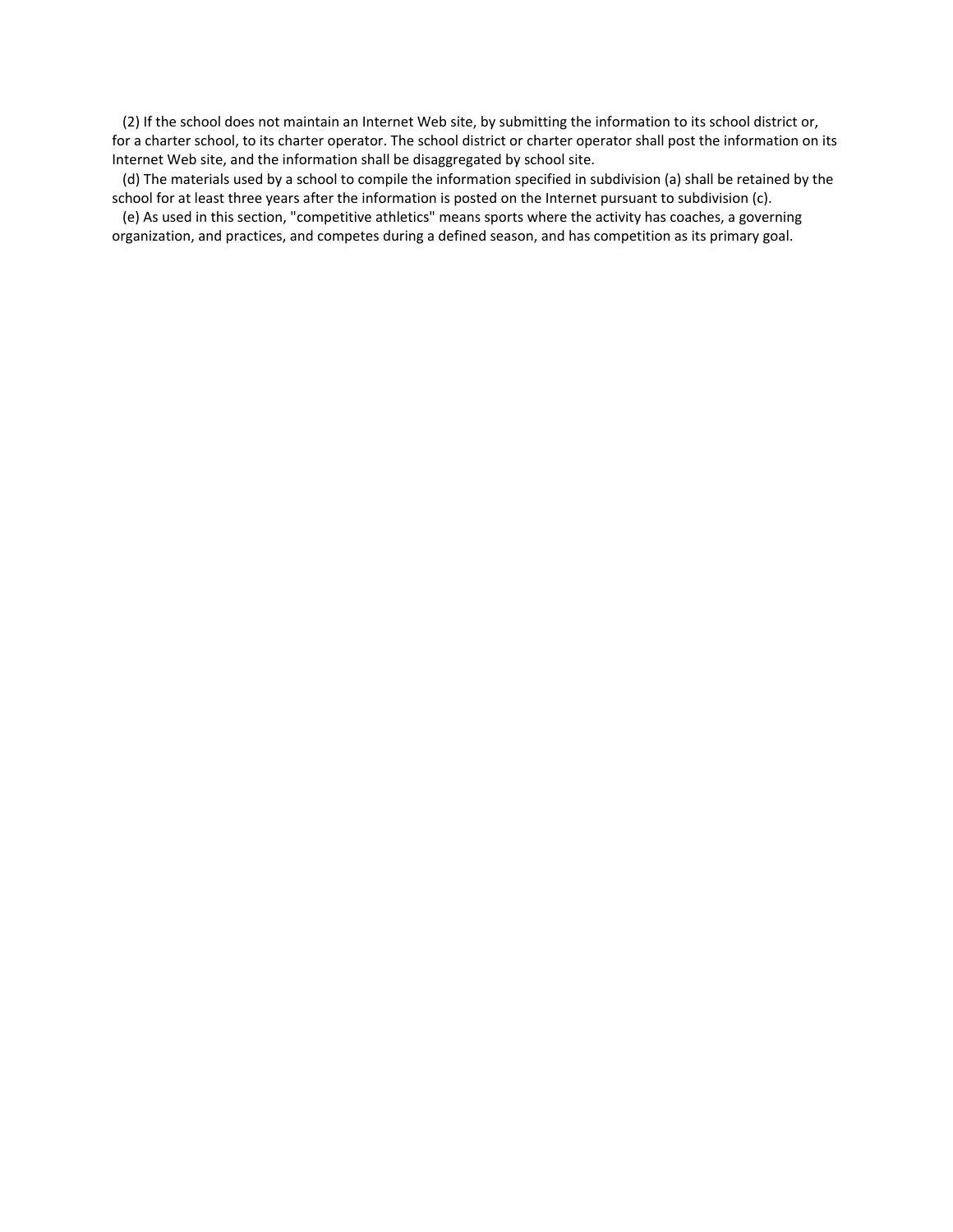(2) If the school does not maintain an Internet Web site, by submitting the information to its school district or, for a charter school, to its charter operator. The school district or charter operator shall post the information on its Internet Web site, and the information shall be disaggregated by school site.

(d) The materials used by a school to compile the information specified in subdivision (a) shall be retained by the school for at least three years after the information is posted on the Internet pursuant to subdivision (c).

(e) As used in this section, "competitive athletics" means sports where the activity has coaches, a governing organization, and practices, and competes during a defined season, and has competition as its primary goal.